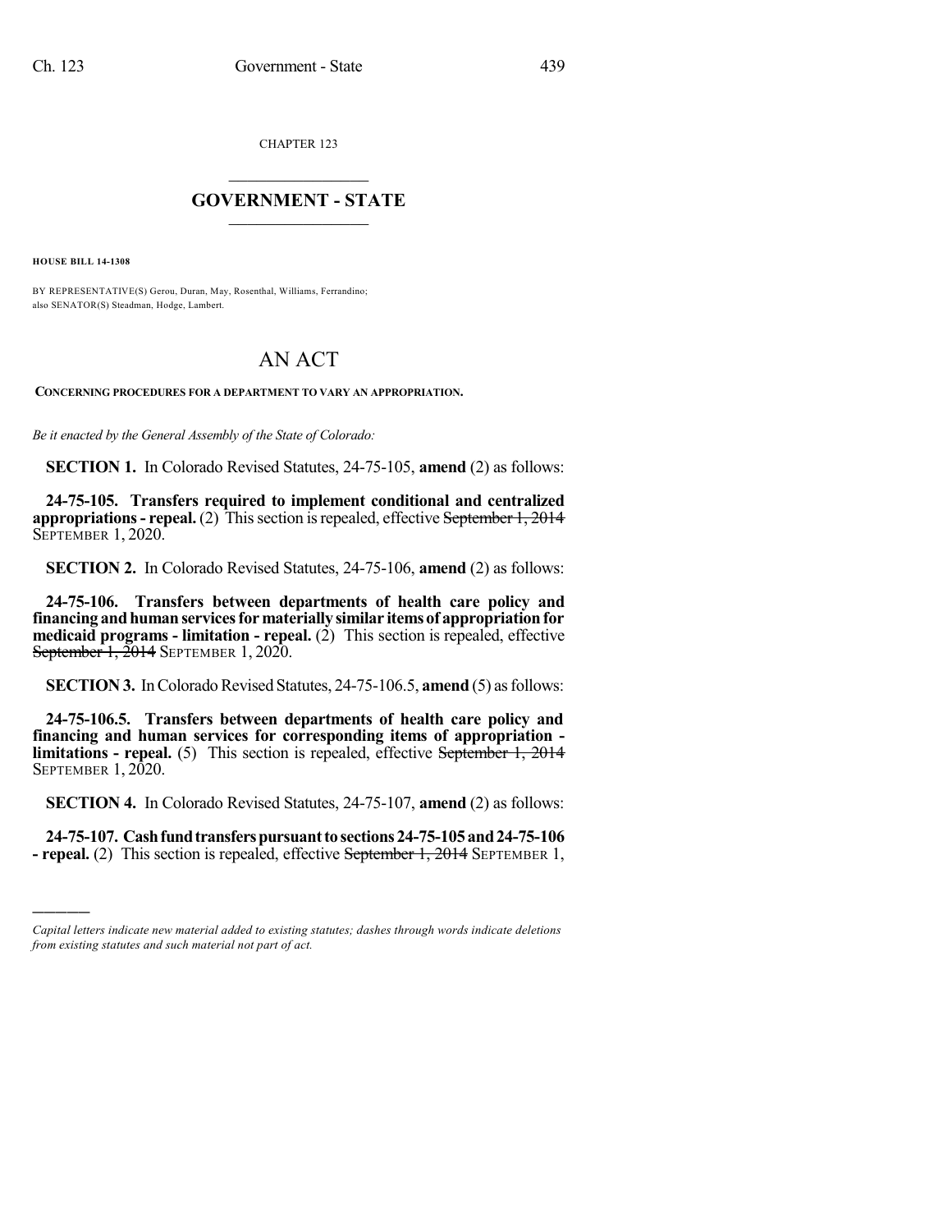CHAPTER 123

# GOVERNMENT - STATE

**HOUSE BILL 14-1308**

BY REPRESENTATIVE(S) Gerou, Duran, May, Rosenthal, Williams, Ferrandino; also SENATOR(S) Steadman, Hodge, Lambert.

# AN ACT

**CONCERNING PROCEDURES FOR A DEPARTMENT TO VARY AN APPROPRIATION.**

*Be it enacted by the General Assembly of the State of Colorado:*

**SECTION 1.** In Colorado Revised Statutes, 24-75-105, **amend** (2) as follows:

**24-75-105. Transfers required to implement conditional and centralized appropriations - repeal.** (2) This section is repealed, effective ~~September 1, 2014~~ SEPTEMBER 1, 2020.

**SECTION 2.** In Colorado Revised Statutes, 24-75-106, **amend** (2) as follows:

**24-75-106. Transfers between departments of health care policy and financing and human services for materially similar items of appropriation for medicaid programs - limitation - repeal.** (2) This section is repealed, effective ~~September 1, 2014~~ SEPTEMBER 1, 2020.

**SECTION 3.** In Colorado Revised Statutes, 24-75-106.5, **amend** (5) as follows:

**24-75-106.5. Transfers between departments of health care policy and financing and human services for corresponding items of appropriation - limitations - repeal.** (5) This section is repealed, effective ~~September 1, 2014~~ SEPTEMBER 1, 2020.

**SECTION 4.** In Colorado Revised Statutes, 24-75-107, **amend** (2) as follows:

**24-75-107. Cash fund transfers pursuant to sections 24-75-105 and 24-75-106 - repeal.** (2) This section is repealed, effective ~~September 1, 2014~~ SEPTEMBER 1,

---

*Capital letters indicate new material added to existing statutes; dashes through words indicate deletions from existing statutes and such material not part of act.*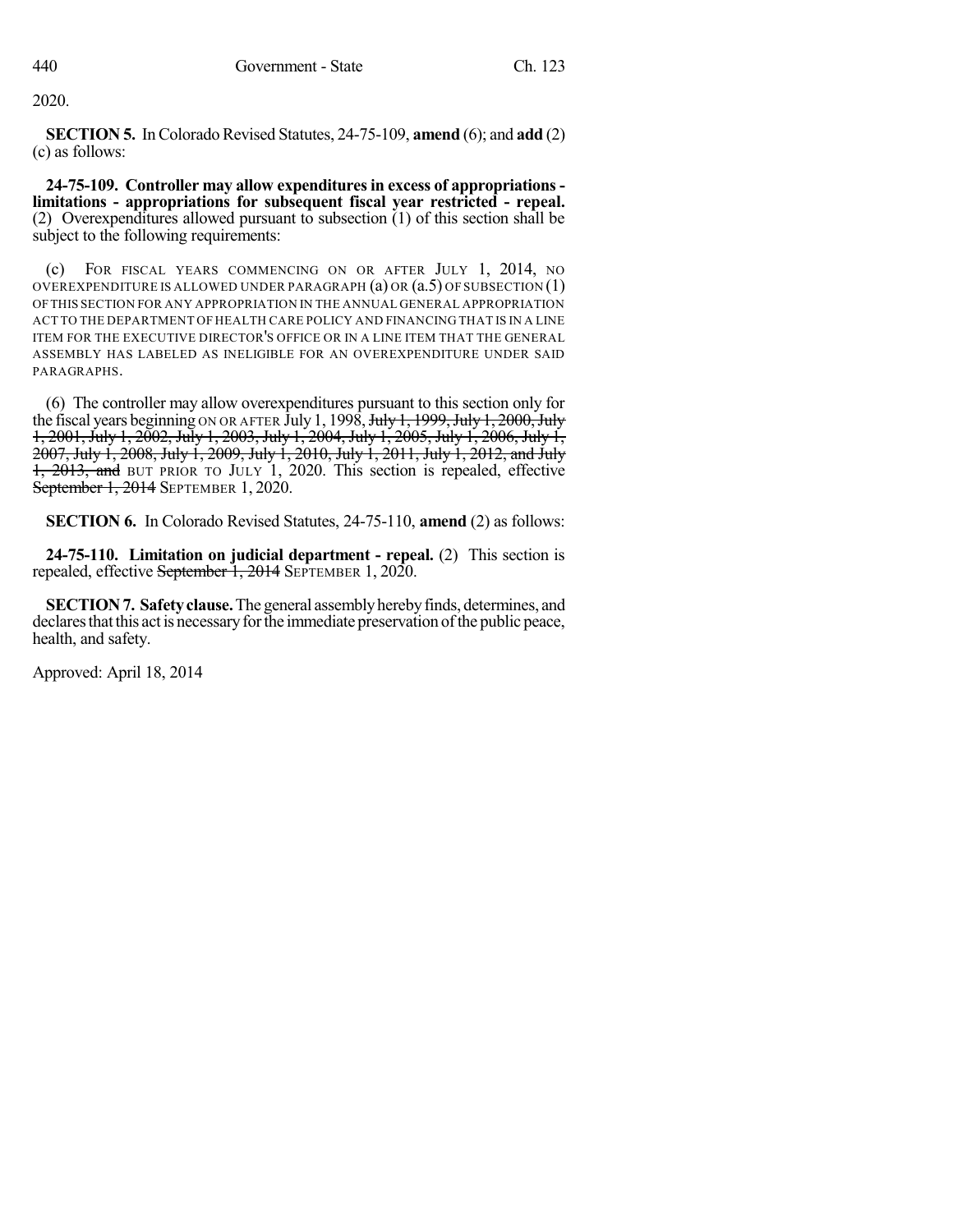2020.

**SECTION 5.** In Colorado Revised Statutes, 24-75-109, **amend** (6); and **add** (2) (c) as follows:

**24-75-109. Controller may allow expenditures in excess of appropriations - limitations - appropriations for subsequent fiscal year restricted - repeal.** (2) Overexpenditures allowed pursuant to subsection (1) of this section shall be subject to the following requirements:

(c) FOR FISCAL YEARS COMMENCING ON OR AFTER JULY 1, 2014, NO OVEREXPENDITURE IS ALLOWED UNDER PARAGRAPH (a) OR (a.5) OF SUBSECTION (1) OF THIS SECTION FOR ANY APPROPRIATION IN THE ANNUAL GENERAL APPROPRIATION ACT TO THE DEPARTMENT OF HEALTH CARE POLICY AND FINANCING THAT IS IN A LINE ITEM FOR THE EXECUTIVE DIRECTOR'S OFFICE OR IN A LINE ITEM THAT THE GENERAL ASSEMBLY HAS LABELED AS INELIGIBLE FOR AN OVEREXPENDITURE UNDER SAID PARAGRAPHS.

(6) The controller may allow overexpenditures pursuant to this section only for the fiscal years beginning ON OR AFTER July 1, 1998, ~~July 1, 1999, July 1, 2000, July 1, 2001, July 1, 2002, July 1, 2003, July 1, 2004, July 1, 2005, July 1, 2006, July 1, 2007, July 1, 2008, July 1, 2009, July 1, 2010, July 1, 2011, July 1, 2012, and July 1, 2013, and~~ BUT PRIOR TO JULY 1, 2020. This section is repealed, effective ~~September 1, 2014~~ SEPTEMBER 1, 2020.

**SECTION 6.** In Colorado Revised Statutes, 24-75-110, **amend** (2) as follows:

**24-75-110. Limitation on judicial department - repeal.** (2) This section is repealed, effective ~~September 1, 2014~~ SEPTEMBER 1, 2020.

**SECTION 7. Safety clause.** The general assembly hereby finds, determines, and declares that this act is necessary for the immediate preservation of the public peace, health, and safety.

Approved: April 18, 2014